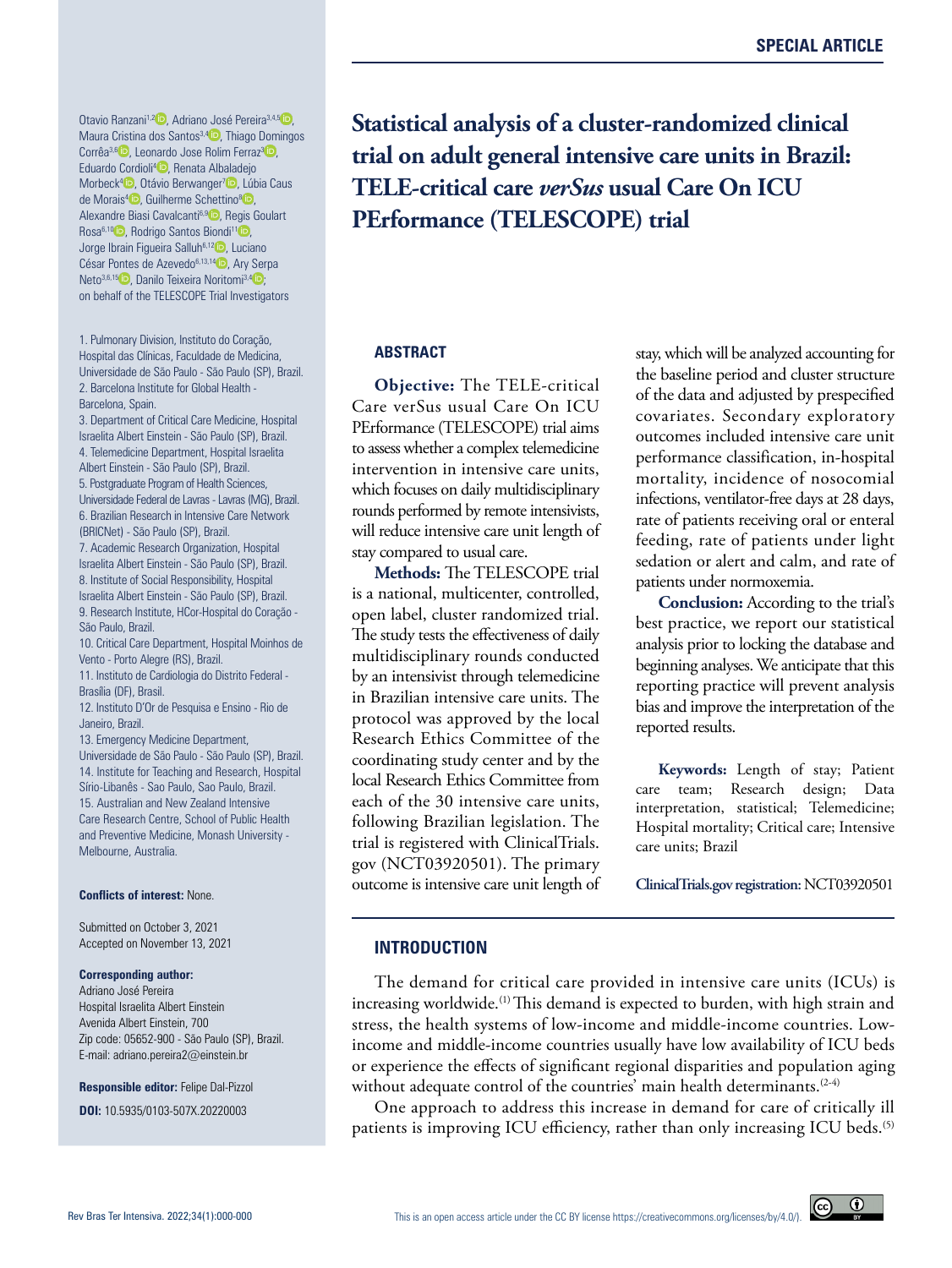SPECIAL ARTICLE

# Statistical analysis of a cluster-randomized clinical trial on adult general intensive care units in Brazil: TELE-critical care *verSus* usual Care On ICU PErformance (TELESCOPE) trial

Otavio Ranzani[1,2], Adriano José Pereira[3,4,5], Maura Cristina dos Santos[3,4], Thiago Domingos Corrêa[3,6], Leonardo Jose Rolim Ferraz[3], Eduardo Cordioli[4], Renata Albaladejo Morbeck[4], Otávio Berwanger[7], Lúbia Caus de Morais[4], Guilherme Schettino[8], Alexandre Biasi Cavalcanti[6,9], Regis Goulart Rosa[6,10], Rodrigo Santos Biondi[11], Jorge Ibrain Figueira Salluh[6,12], Luciano César Pontes de Azevedo[6,13,14], Ary Serpa Neto[3,6,15], Danilo Teixeira Noritomi[3,4]; on behalf of the TELESCOPE Trial Investigators

1. Pulmonary Division, Instituto do Coração, Hospital das Clínicas, Faculdade de Medicina, Universidade de São Paulo - São Paulo (SP), Brazil.
2. Barcelona Institute for Global Health - Barcelona, Spain.
3. Department of Critical Care Medicine, Hospital Israelita Albert Einstein - São Paulo (SP), Brazil.
4. Telemedicine Department, Hospital Israelita Albert Einstein - São Paulo (SP), Brazil.
5. Postgraduate Program of Health Sciences, Universidade Federal de Lavras - Lavras (MG), Brazil.
6. Brazilian Research in Intensive Care Network (BRICNet) - São Paulo (SP), Brazil.
7. Academic Research Organization, Hospital Israelita Albert Einstein - São Paulo (SP), Brazil.
8. Institute of Social Responsibility, Hospital Israelita Albert Einstein - São Paulo (SP), Brazil.
9. Research Institute, HCor-Hospital do Coração - São Paulo, Brazil.
10. Critical Care Department, Hospital Moinhos de Vento - Porto Alegre (RS), Brazil.
11. Instituto de Cardiologia do Distrito Federal - Brasília (DF), Brasil.
12. Instituto D'Or de Pesquisa e Ensino - Rio de Janeiro, Brazil.
13. Emergency Medicine Department, Universidade de São Paulo - São Paulo (SP), Brazil.
14. Institute for Teaching and Research, Hospital Sírio-Libanês - Sao Paulo, Sao Paulo, Brazil.
15. Australian and New Zealand Intensive Care Research Centre, School of Public Health and Preventive Medicine, Monash University - Melbourne, Australia.

**Conflicts of interest:** None.

Submitted on October 3, 2021
Accepted on November 13, 2021

**Corresponding author:**
Adriano José Pereira
Hospital Israelita Albert Einstein
Avenida Albert Einstein, 700
Zip code: 05652-900 - São Paulo (SP), Brazil.
E-mail: adriano.pereira2@einstein.br

**Responsible editor:** Felipe Dal-Pizzol

**DOI:** 10.5935/0103-507X.20220003

## ABSTRACT

**Objective:** The TELE-critical Care verSus usual Care On ICU PErformance (TELESCOPE) trial aims to assess whether a complex telemedicine intervention in intensive care units, which focuses on daily multidisciplinary rounds performed by remote intensivists, will reduce intensive care unit length of stay compared to usual care.

**Methods:** The TELESCOPE trial is a national, multicenter, controlled, open label, cluster randomized trial. The study tests the effectiveness of daily multidisciplinary rounds conducted by an intensivist through telemedicine in Brazilian intensive care units. The protocol was approved by the local Research Ethics Committee of the coordinating study center and by the local Research Ethics Committee from each of the 30 intensive care units, following Brazilian legislation. The trial is registered with ClinicalTrials.gov (NCT03920501). The primary outcome is intensive care unit length of stay, which will be analyzed accounting for the baseline period and cluster structure of the data and adjusted by prespecified covariates. Secondary exploratory outcomes included intensive care unit performance classification, in-hospital mortality, incidence of nosocomial infections, ventilator-free days at 28 days, rate of patients receiving oral or enteral feeding, rate of patients under light sedation or alert and calm, and rate of patients under normoxemia.

**Conclusion:** According to the trial's best practice, we report our statistical analysis prior to locking the database and beginning analyses. We anticipate that this reporting practice will prevent analysis bias and improve the interpretation of the reported results.

**Keywords:** Length of stay; Patient care team; Research design; Data interpretation, statistical; Telemedicine; Hospital mortality; Critical care; Intensive care units; Brazil

**ClinicalTrials.gov registration:** NCT03920501

## INTRODUCTION

The demand for critical care provided in intensive care units (ICUs) is increasing worldwide.[1] This demand is expected to burden, with high strain and stress, the health systems of low-income and middle-income countries. Low-income and middle-income countries usually have low availability of ICU beds or experience the effects of significant regional disparities and population aging without adequate control of the countries' main health determinants.[2-4]

One approach to address this increase in demand for care of critically ill patients is improving ICU efficiency, rather than only increasing ICU beds.[5]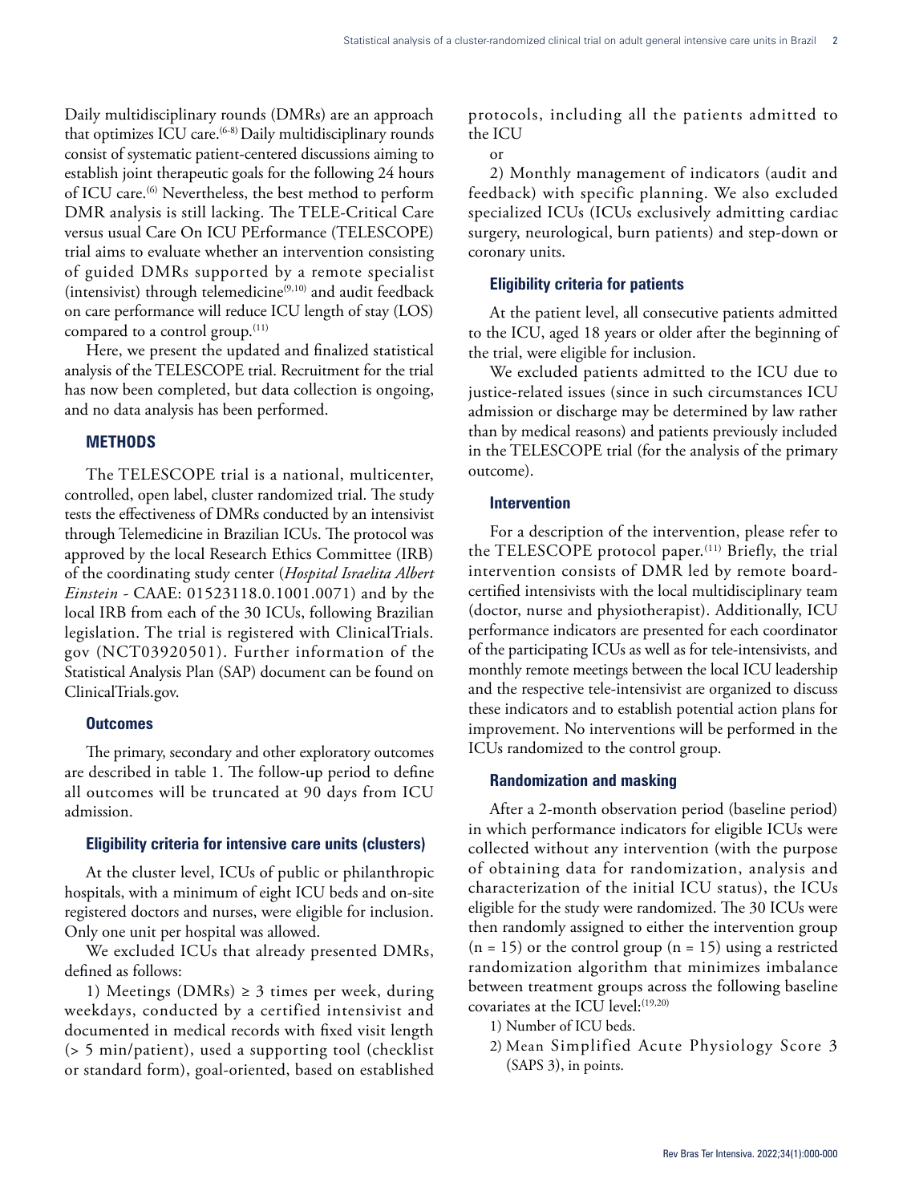Daily multidisciplinary rounds (DMRs) are an approach that optimizes ICU care.[6-8] Daily multidisciplinary rounds consist of systematic patient-centered discussions aiming to establish joint therapeutic goals for the following 24 hours of ICU care.[6] Nevertheless, the best method to perform DMR analysis is still lacking. The TELE-Critical Care versus usual Care On ICU PErformance (TELESCOPE) trial aims to evaluate whether an intervention consisting of guided DMRs supported by a remote specialist (intensivist) through telemedicine[9,10] and audit feedback on care performance will reduce ICU length of stay (LOS) compared to a control group.[11]

Here, we present the updated and finalized statistical analysis of the TELESCOPE trial. Recruitment for the trial has now been completed, but data collection is ongoing, and no data analysis has been performed.

## METHODS

The TELESCOPE trial is a national, multicenter, controlled, open label, cluster randomized trial. The study tests the effectiveness of DMRs conducted by an intensivist through Telemedicine in Brazilian ICUs. The protocol was approved by the local Research Ethics Committee (IRB) of the coordinating study center (*Hospital Israelita Albert Einstein* - CAAE: 01523118.0.1001.0071) and by the local IRB from each of the 30 ICUs, following Brazilian legislation. The trial is registered with ClinicalTrials.gov (NCT03920501). Further information of the Statistical Analysis Plan (SAP) document can be found on ClinicalTrials.gov.

### Outcomes

The primary, secondary and other exploratory outcomes are described in table 1. The follow-up period to define all outcomes will be truncated at 90 days from ICU admission.

### Eligibility criteria for intensive care units (clusters)

At the cluster level, ICUs of public or philanthropic hospitals, with a minimum of eight ICU beds and on-site registered doctors and nurses, were eligible for inclusion. Only one unit per hospital was allowed.

We excluded ICUs that already presented DMRs, defined as follows:

1) Meetings (DMRs) ≥ 3 times per week, during weekdays, conducted by a certified intensivist and documented in medical records with fixed visit length (> 5 min/patient), used a supporting tool (checklist or standard form), goal-oriented, based on established protocols, including all the patients admitted to the ICU

or

2) Monthly management of indicators (audit and feedback) with specific planning. We also excluded specialized ICUs (ICUs exclusively admitting cardiac surgery, neurological, burn patients) and step-down or coronary units.

### Eligibility criteria for patients

At the patient level, all consecutive patients admitted to the ICU, aged 18 years or older after the beginning of the trial, were eligible for inclusion.

We excluded patients admitted to the ICU due to justice-related issues (since in such circumstances ICU admission or discharge may be determined by law rather than by medical reasons) and patients previously included in the TELESCOPE trial (for the analysis of the primary outcome).

### Intervention

For a description of the intervention, please refer to the TELESCOPE protocol paper.[11] Briefly, the trial intervention consists of DMR led by remote board-certified intensivists with the local multidisciplinary team (doctor, nurse and physiotherapist). Additionally, ICU performance indicators are presented for each coordinator of the participating ICUs as well as for tele-intensivists, and monthly remote meetings between the local ICU leadership and the respective tele-intensivist are organized to discuss these indicators and to establish potential action plans for improvement. No interventions will be performed in the ICUs randomized to the control group.

### Randomization and masking

After a 2-month observation period (baseline period) in which performance indicators for eligible ICUs were collected without any intervention (with the purpose of obtaining data for randomization, analysis and characterization of the initial ICU status), the ICUs eligible for the study were randomized. The 30 ICUs were then randomly assigned to either the intervention group (n = 15) or the control group (n = 15) using a restricted randomization algorithm that minimizes imbalance between treatment groups across the following baseline covariates at the ICU level:[19,20]

1) Number of ICU beds.
2) Mean Simplified Acute Physiology Score 3 (SAPS 3), in points.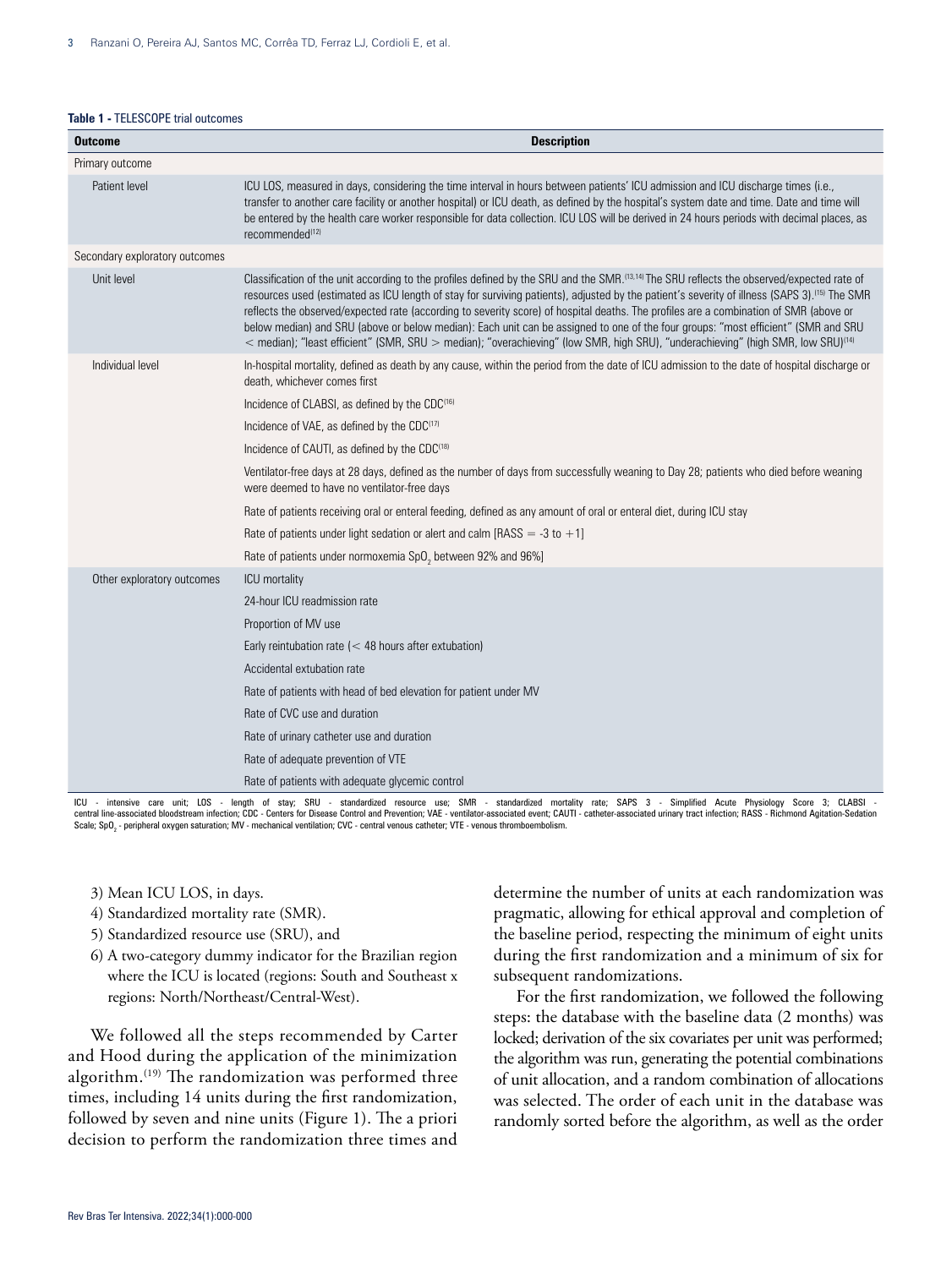**Table 1 -** TELESCOPE trial outcomes

| Outcome | Description |
|---|---|
| Primary outcome | |
| Patient level | ICU LOS, measured in days, considering the time interval in hours between patients' ICU admission and ICU discharge times (i.e., transfer to another care facility or another hospital) or ICU death, as defined by the hospital's system date and time. Date and time will be entered by the health care worker responsible for data collection. ICU LOS will be derived in 24 hours periods with decimal places, as recommended[12] |
| Secondary exploratory outcomes | |
| Unit level | Classification of the unit according to the profiles defined by the SRU and the SMR.[13,14] The SRU reflects the observed/expected rate of resources used (estimated as ICU length of stay for surviving patients), adjusted by the patient's severity of illness (SAPS 3).[15] The SMR reflects the observed/expected rate (according to severity score) of hospital deaths. The profiles are a combination of SMR (above or below median) and SRU (above or below median): Each unit can be assigned to one of the four groups: "most efficient" (SMR and SRU < median); "least efficient" (SMR, SRU > median); "overachieving" (low SMR, high SRU), "underachieving" (high SMR, low SRU)[14] |
| Individual level | In-hospital mortality, defined as death by any cause, within the period from the date of ICU admission to the date of hospital discharge or death, whichever comes first |
| | Incidence of CLABSI, as defined by the CDC[16] |
| | Incidence of VAE, as defined by the CDC[17] |
| | Incidence of CAUTI, as defined by the CDC[18] |
| | Ventilator-free days at 28 days, defined as the number of days from successfully weaning to Day 28; patients who died before weaning were deemed to have no ventilator-free days |
| | Rate of patients receiving oral or enteral feeding, defined as any amount of oral or enteral diet, during ICU stay |
| | Rate of patients under light sedation or alert and calm [RASS = -3 to +1] |
| | Rate of patients under normoxemia $SpO_2$ between 92% and 96%] |
| Other exploratory outcomes | ICU mortality |
| | 24-hour ICU readmission rate |
| | Proportion of MV use |
| | Early reintubation rate (< 48 hours after extubation) |
| | Accidental extubation rate |
| | Rate of patients with head of bed elevation for patient under MV |
| | Rate of CVC use and duration |
| | Rate of urinary catheter use and duration |
| | Rate of adequate prevention of VTE |
| | Rate of patients with adequate glycemic control |

ICU - intensive care unit; LOS - length of stay; SRU - standardized resource use; SMR - standardized mortality rate; SAPS 3 - Simplified Acute Physiology Score 3; CLABSI - central line-associated bloodstream infection; CDC - Centers for Disease Control and Prevention; VAE - ventilator-associated event; CAUTI - catheter-associated urinary tract infection; RASS - Richmond Agitation-Sedation Scale; $SpO_2$ - peripheral oxygen saturation; MV - mechanical ventilation; CVC - central venous catheter; VTE - venous thromboembolism.

3) Mean ICU LOS, in days.
4) Standardized mortality rate (SMR).
5) Standardized resource use (SRU), and
6) A two-category dummy indicator for the Brazilian region where the ICU is located (regions: South and Southeast x regions: North/Northeast/Central-West).

We followed all the steps recommended by Carter and Hood during the application of the minimization algorithm.[19] The randomization was performed three times, including 14 units during the first randomization, followed by seven and nine units (Figure 1). The a priori decision to perform the randomization three times and determine the number of units at each randomization was pragmatic, allowing for ethical approval and completion of the baseline period, respecting the minimum of eight units during the first randomization and a minimum of six for subsequent randomizations.

For the first randomization, we followed the following steps: the database with the baseline data (2 months) was locked; derivation of the six covariates per unit was performed; the algorithm was run, generating the potential combinations of unit allocation, and a random combination of allocations was selected. The order of each unit in the database was randomly sorted before the algorithm, as well as the order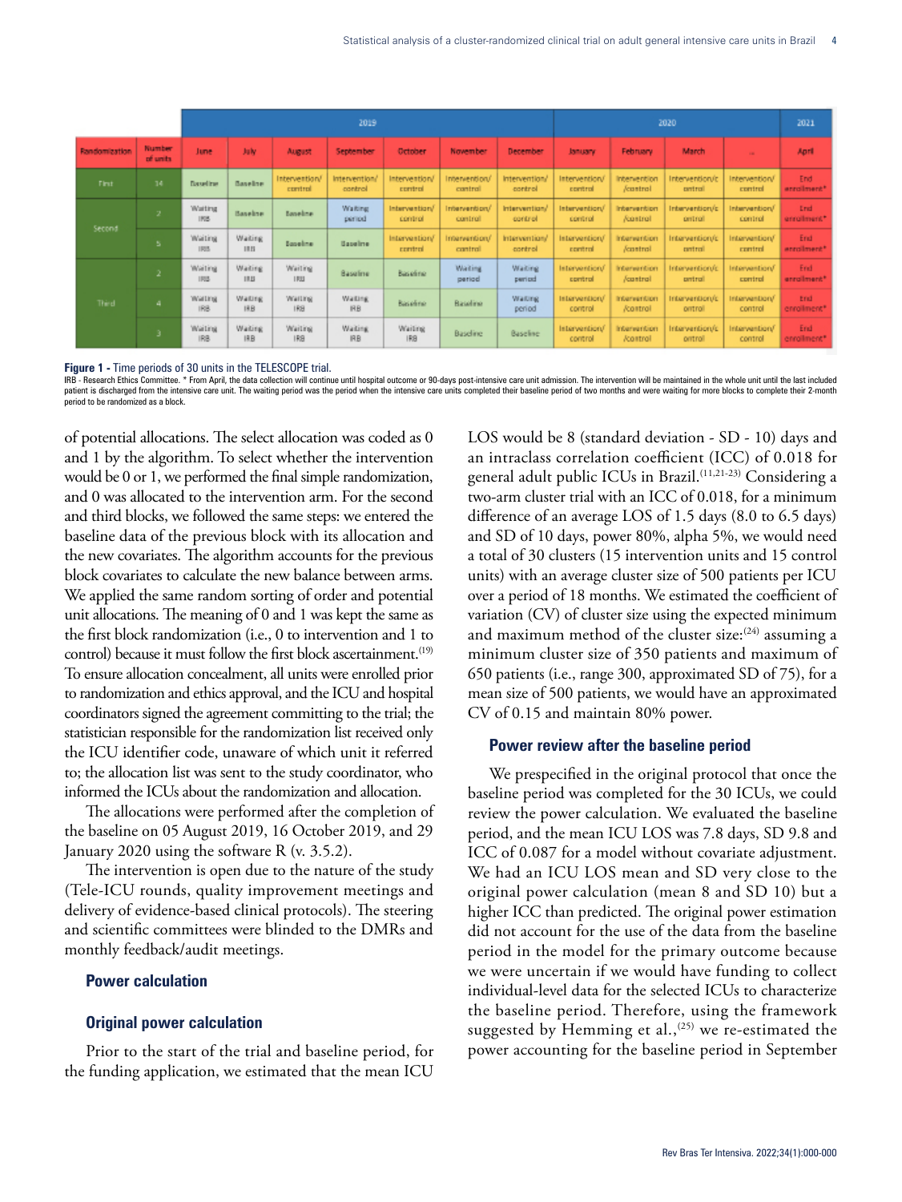| Randomization | Number of units | 2019 | | | | | | | 2020 | | | | 2021 |
|---|---|---|---|---|---|---|---|---|---|---|---|---|---|
| | | June | July | August | September | October | November | December | January | February | March | ... | April |
| First | 14 | Baseline | Baseline | Intervention/ control | Intervention/ control | Intervention/ control | Intervention/ control | Intervention/ control | Intervention/ control | Intervention /control | Intervention/c ontrol | Intervention/ control | End enrollment* |
| Second | 2 | Waiting IRB | Baseline | Baseline | Waiting period | Intervention/ control | Intervention/ control | Intervention/ control | Intervention/ control | Intervention /control | Intervention/c ontrol | Intervention/ control | End enrollment* |
| | 5 | Waiting IRB | Waiting IRB | Baseline | Baseline | Intervention/ control | Intervention/ control | Intervention/ control | Intervention/ control | Intervention /control | Intervention/c ontrol | Intervention/ control | End enrollment* |
| Third | 2 | Waiting IRB | Waiting IRB | Waiting IRB | Baseline | Baseline | Waiting period | Waiting period | Intervention/ control | Intervention /control | Intervention/c ontrol | Intervention/ control | End enrollment* |
| | 4 | Waiting IRB | Waiting IRB | Waiting IRB | Waiting IRB | Baseline | Baseline | Waiting period | Intervention/ control | Intervention /control | Intervention/c ontrol | Intervention/ control | End enrollment* |
| | 3 | Waiting IRB | Waiting IRB | Waiting IRB | Waiting IRB | Waiting IRB | Baseline | Baseline | Intervention/ control | Intervention /control | Intervention/c ontrol | Intervention/ control | End enrollment* |

**Figure 1 -** Time periods of 30 units in the TELESCOPE trial.

IRB - Research Ethics Committee. * From April, the data collection will continue until hospital outcome or 90-days post-intensive care unit admission. The intervention will be maintained in the whole unit until the last included patient is discharged from the intensive care unit. The waiting period was the period when the intensive care units completed their baseline period of two months and were waiting for more blocks to complete their 2-month period to be randomized as a block.

of potential allocations. The select allocation was coded as 0 and 1 by the algorithm. To select whether the intervention would be 0 or 1, we performed the final simple randomization, and 0 was allocated to the intervention arm. For the second and third blocks, we followed the same steps: we entered the baseline data of the previous block with its allocation and the new covariates. The algorithm accounts for the previous block covariates to calculate the new balance between arms. We applied the same random sorting of order and potential unit allocations. The meaning of 0 and 1 was kept the same as the first block randomization (i.e., 0 to intervention and 1 to control) because it must follow the first block ascertainment.[19] To ensure allocation concealment, all units were enrolled prior to randomization and ethics approval, and the ICU and hospital coordinators signed the agreement committing to the trial; the statistician responsible for the randomization list received only the ICU identifier code, unaware of which unit it referred to; the allocation list was sent to the study coordinator, who informed the ICUs about the randomization and allocation.

The allocations were performed after the completion of the baseline on 05 August 2019, 16 October 2019, and 29 January 2020 using the software R (v. 3.5.2).

The intervention is open due to the nature of the study (Tele-ICU rounds, quality improvement meetings and delivery of evidence-based clinical protocols). The steering and scientific committees were blinded to the DMRs and monthly feedback/audit meetings.

## Power calculation

### Original power calculation

Prior to the start of the trial and baseline period, for the funding application, we estimated that the mean ICU LOS would be 8 (standard deviation - SD - 10) days and an intraclass correlation coefficient (ICC) of 0.018 for general adult public ICUs in Brazil.[11,21-23] Considering a two-arm cluster trial with an ICC of 0.018, for a minimum difference of an average LOS of 1.5 days (8.0 to 6.5 days) and SD of 10 days, power 80%, alpha 5%, we would need a total of 30 clusters (15 intervention units and 15 control units) with an average cluster size of 500 patients per ICU over a period of 18 months. We estimated the coefficient of variation (CV) of cluster size using the expected minimum and maximum method of the cluster size:[24] assuming a minimum cluster size of 350 patients and maximum of 650 patients (i.e., range 300, approximated SD of 75), for a mean size of 500 patients, we would have an approximated CV of 0.15 and maintain 80% power.

### Power review after the baseline period

We prespecified in the original protocol that once the baseline period was completed for the 30 ICUs, we could review the power calculation. We evaluated the baseline period, and the mean ICU LOS was 7.8 days, SD 9.8 and ICC of 0.087 for a model without covariate adjustment. We had an ICU LOS mean and SD very close to the original power calculation (mean 8 and SD 10) but a higher ICC than predicted. The original power estimation did not account for the use of the data from the baseline period in the model for the primary outcome because we were uncertain if we would have funding to collect individual-level data for the selected ICUs to characterize the baseline period. Therefore, using the framework suggested by Hemming et al.,[25] we re-estimated the power accounting for the baseline period in September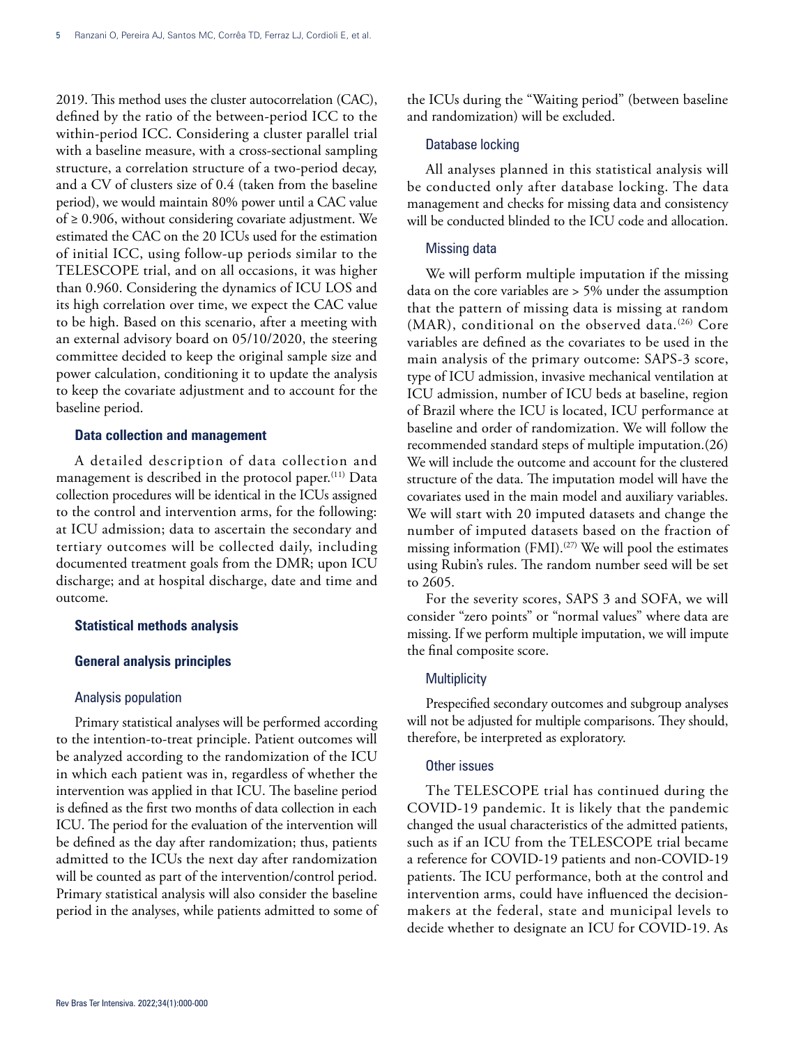2019. This method uses the cluster autocorrelation (CAC), defined by the ratio of the between-period ICC to the within-period ICC. Considering a cluster parallel trial with a baseline measure, with a cross-sectional sampling structure, a correlation structure of a two-period decay, and a CV of clusters size of 0.4 (taken from the baseline period), we would maintain 80% power until a CAC value of ≥ 0.906, without considering covariate adjustment. We estimated the CAC on the 20 ICUs used for the estimation of initial ICC, using follow-up periods similar to the TELESCOPE trial, and on all occasions, it was higher than 0.960. Considering the dynamics of ICU LOS and its high correlation over time, we expect the CAC value to be high. Based on this scenario, after a meeting with an external advisory board on 05/10/2020, the steering committee decided to keep the original sample size and power calculation, conditioning it to update the analysis to keep the covariate adjustment and to account for the baseline period.

### Data collection and management

A detailed description of data collection and management is described in the protocol paper.[11] Data collection procedures will be identical in the ICUs assigned to the control and intervention arms, for the following: at ICU admission; data to ascertain the secondary and tertiary outcomes will be collected daily, including documented treatment goals from the DMR; upon ICU discharge; and at hospital discharge, date and time and outcome.

### Statistical methods analysis

### General analysis principles

#### Analysis population

Primary statistical analyses will be performed according to the intention-to-treat principle. Patient outcomes will be analyzed according to the randomization of the ICU in which each patient was in, regardless of whether the intervention was applied in that ICU. The baseline period is defined as the first two months of data collection in each ICU. The period for the evaluation of the intervention will be defined as the day after randomization; thus, patients admitted to the ICUs the next day after randomization will be counted as part of the intervention/control period. Primary statistical analysis will also consider the baseline period in the analyses, while patients admitted to some of the ICUs during the "Waiting period" (between baseline and randomization) will be excluded.

#### Database locking

All analyses planned in this statistical analysis will be conducted only after database locking. The data management and checks for missing data and consistency will be conducted blinded to the ICU code and allocation.

#### Missing data

We will perform multiple imputation if the missing data on the core variables are > 5% under the assumption that the pattern of missing data is missing at random (MAR), conditional on the observed data.[26] Core variables are defined as the covariates to be used in the main analysis of the primary outcome: SAPS-3 score, type of ICU admission, invasive mechanical ventilation at ICU admission, number of ICU beds at baseline, region of Brazil where the ICU is located, ICU performance at baseline and order of randomization. We will follow the recommended standard steps of multiple imputation.(26) We will include the outcome and account for the clustered structure of the data. The imputation model will have the covariates used in the main model and auxiliary variables. We will start with 20 imputed datasets and change the number of imputed datasets based on the fraction of missing information (FMI).[27] We will pool the estimates using Rubin's rules. The random number seed will be set to 2605.

For the severity scores, SAPS 3 and SOFA, we will consider "zero points" or "normal values" where data are missing. If we perform multiple imputation, we will impute the final composite score.

#### Multiplicity

Prespecified secondary outcomes and subgroup analyses will not be adjusted for multiple comparisons. They should, therefore, be interpreted as exploratory.

#### Other issues

The TELESCOPE trial has continued during the COVID-19 pandemic. It is likely that the pandemic changed the usual characteristics of the admitted patients, such as if an ICU from the TELESCOPE trial became a reference for COVID-19 patients and non-COVID-19 patients. The ICU performance, both at the control and intervention arms, could have influenced the decision-makers at the federal, state and municipal levels to decide whether to designate an ICU for COVID-19. As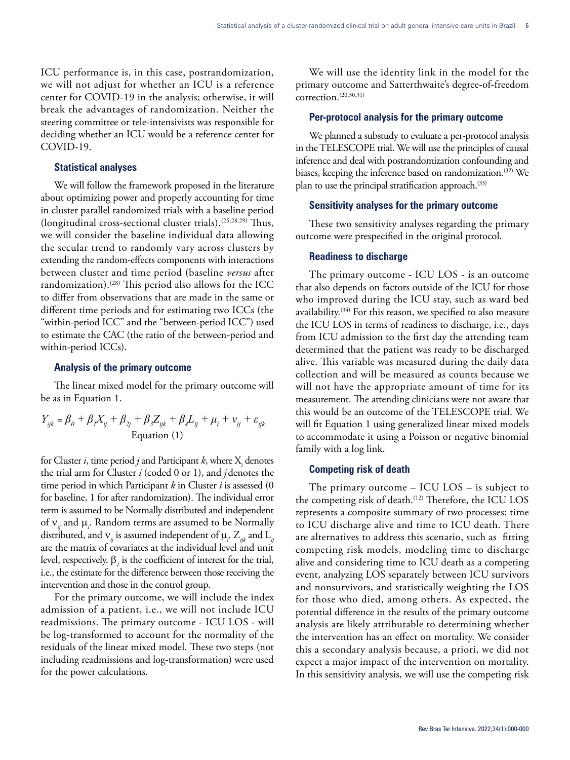ICU performance is, in this case, postrandomization, we will not adjust for whether an ICU is a reference center for COVID-19 in the analysis; otherwise, it will break the advantages of randomization. Neither the steering committee or tele-intensivists was responsible for deciding whether an ICU would be a reference center for COVID-19.

### Statistical analyses

We will follow the framework proposed in the literature about optimizing power and properly accounting for time in cluster parallel randomized trials with a baseline period (longitudinal cross-sectional cluster trials).[25,28,29] Thus, we will consider the baseline individual data allowing the secular trend to randomly vary across clusters by extending the random-effects components with interactions between cluster and time period (baseline *versus* after randomization).[28] This period also allows for the ICC to differ from observations that are made in the same or different time periods and for estimating two ICCs (the "within-period ICC" and the "between-period ICC") used to estimate the CAC (the ratio of the between-period and within-period ICCs).

### Analysis of the primary outcome

The linear mixed model for the primary outcome will be as in Equation 1.

$$Y_{ijk} = \beta_0 + \beta_1 X_{ij} + \beta_{2j} + \beta_3 Z_{ijk} + \beta_4 L_{ij} + \mu_i + \nu_{ij} + \varepsilon_{ijk}$$
Equation (1)

for Cluster *i*, time period *j* and Participant *k*, where $X_i$ denotes the trial arm for Cluster *i* (coded 0 or 1), and *j* denotes the time period in which Participant *k* in Cluster *i* is assessed (0 for baseline, 1 for after randomization). The individual error term is assumed to be Normally distributed and independent of $\nu_{ij}$ and $\mu_i$. Random terms are assumed to be Normally distributed, and $\nu_{ij}$ is assumed independent of $\mu_i$. $Z_{ijk}$ and $L_{ij}$ are the matrix of covariates at the individual level and unit level, respectively. $\beta_1$ is the coefficient of interest for the trial, i.e., the estimate for the difference between those receiving the intervention and those in the control group.

For the primary outcome, we will include the index admission of a patient, i.e., we will not include ICU readmissions. The primary outcome - ICU LOS - will be log-transformed to account for the normality of the residuals of the linear mixed model. These two steps (not including readmissions and log-transformation) were used for the power calculations.

We will use the identity link in the model for the primary outcome and Satterthwaite's degree-of-freedom correction.[20,30,31]

### Per-protocol analysis for the primary outcome

We planned a substudy to evaluate a per-protocol analysis in the TELESCOPE trial. We will use the principles of causal inference and deal with postrandomization confounding and biases, keeping the inference based on randomization.[32] We plan to use the principal stratification approach.[33]

### Sensitivity analyses for the primary outcome

These two sensitivity analyses regarding the primary outcome were prespecified in the original protocol.

### Readiness to discharge

The primary outcome - ICU LOS - is an outcome that also depends on factors outside of the ICU for those who improved during the ICU stay, such as ward bed availability.[34] For this reason, we specified to also measure the ICU LOS in terms of readiness to discharge, i.e., days from ICU admission to the first day the attending team determined that the patient was ready to be discharged alive. This variable was measured during the daily data collection and will be measured as counts because we will not have the appropriate amount of time for its measurement. The attending clinicians were not aware that this would be an outcome of the TELESCOPE trial. We will fit Equation 1 using generalized linear mixed models to accommodate it using a Poisson or negative binomial family with a log link.

### Competing risk of death

The primary outcome – ICU LOS – is subject to the competing risk of death.[12] Therefore, the ICU LOS represents a composite summary of two processes: time to ICU discharge alive and time to ICU death. There are alternatives to address this scenario, such as fitting competing risk models, modeling time to discharge alive and considering time to ICU death as a competing event, analyzing LOS separately between ICU survivors and nonsurvivors, and statistically weighting the LOS for those who died, among others. As expected, the potential difference in the results of the primary outcome analysis are likely attributable to determining whether the intervention has an effect on mortality. We consider this a secondary analysis because, a priori, we did not expect a major impact of the intervention on mortality. In this sensitivity analysis, we will use the competing risk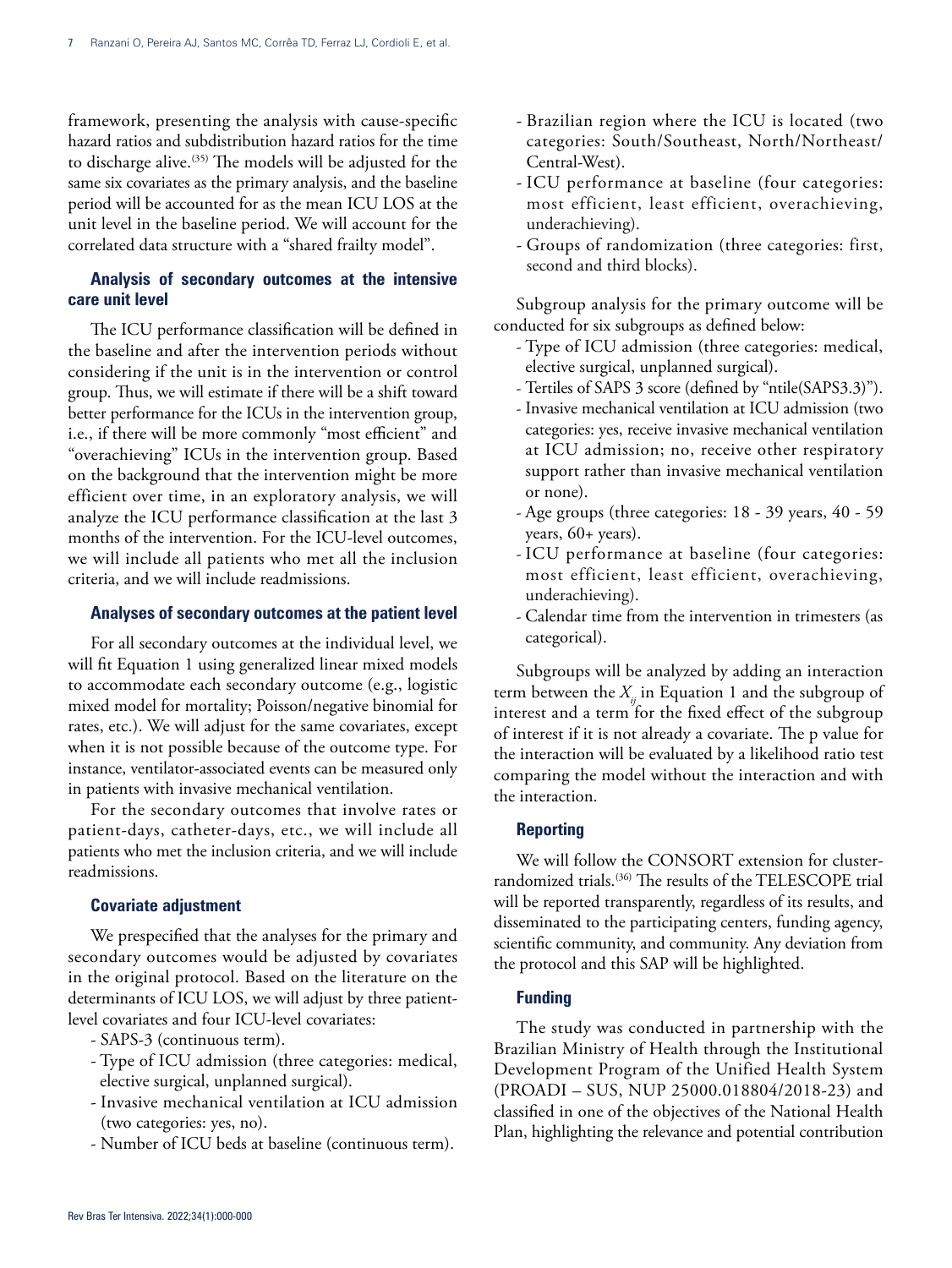framework, presenting the analysis with cause-specific hazard ratios and subdistribution hazard ratios for the time to discharge alive.[35] The models will be adjusted for the same six covariates as the primary analysis, and the baseline period will be accounted for as the mean ICU LOS at the unit level in the baseline period. We will account for the correlated data structure with a "shared frailty model".

### Analysis of secondary outcomes at the intensive care unit level

The ICU performance classification will be defined in the baseline and after the intervention periods without considering if the unit is in the intervention or control group. Thus, we will estimate if there will be a shift toward better performance for the ICUs in the intervention group, i.e., if there will be more commonly "most efficient" and "overachieving" ICUs in the intervention group. Based on the background that the intervention might be more efficient over time, in an exploratory analysis, we will analyze the ICU performance classification at the last 3 months of the intervention. For the ICU-level outcomes, we will include all patients who met all the inclusion criteria, and we will include readmissions.

### Analyses of secondary outcomes at the patient level

For all secondary outcomes at the individual level, we will fit Equation 1 using generalized linear mixed models to accommodate each secondary outcome (e.g., logistic mixed model for mortality; Poisson/negative binomial for rates, etc.). We will adjust for the same covariates, except when it is not possible because of the outcome type. For instance, ventilator-associated events can be measured only in patients with invasive mechanical ventilation.

For the secondary outcomes that involve rates or patient-days, catheter-days, etc., we will include all patients who met the inclusion criteria, and we will include readmissions.

### Covariate adjustment

We prespecified that the analyses for the primary and secondary outcomes would be adjusted by covariates in the original protocol. Based on the literature on the determinants of ICU LOS, we will adjust by three patient-level covariates and four ICU-level covariates:

- SAPS-3 (continuous term).
- Type of ICU admission (three categories: medical, elective surgical, unplanned surgical).
- Invasive mechanical ventilation at ICU admission (two categories: yes, no).
- Number of ICU beds at baseline (continuous term).
- Brazilian region where the ICU is located (two categories: South/Southeast, North/Northeast/Central-West).
- ICU performance at baseline (four categories: most efficient, least efficient, overachieving, underachieving).
- Groups of randomization (three categories: first, second and third blocks).

Subgroup analysis for the primary outcome will be conducted for six subgroups as defined below:

- Type of ICU admission (three categories: medical, elective surgical, unplanned surgical).
- Tertiles of SAPS 3 score (defined by "ntile(SAPS3.3)").
- Invasive mechanical ventilation at ICU admission (two categories: yes, receive invasive mechanical ventilation at ICU admission; no, receive other respiratory support rather than invasive mechanical ventilation or none).
- Age groups (three categories: 18 - 39 years, 40 - 59 years, 60+ years).
- ICU performance at baseline (four categories: most efficient, least efficient, overachieving, underachieving).
- Calendar time from the intervention in trimesters (as categorical).

Subgroups will be analyzed by adding an interaction term between the $X_{ij}$ in Equation 1 and the subgroup of interest and a term for the fixed effect of the subgroup of interest if it is not already a covariate. The p value for the interaction will be evaluated by a likelihood ratio test comparing the model without the interaction and with the interaction.

### Reporting

We will follow the CONSORT extension for cluster-randomized trials.[36] The results of the TELESCOPE trial will be reported transparently, regardless of its results, and disseminated to the participating centers, funding agency, scientific community, and community. Any deviation from the protocol and this SAP will be highlighted.

### Funding

The study was conducted in partnership with the Brazilian Ministry of Health through the Institutional Development Program of the Unified Health System (PROADI – SUS, NUP 25000.018804/2018-23) and classified in one of the objectives of the National Health Plan, highlighting the relevance and potential contribution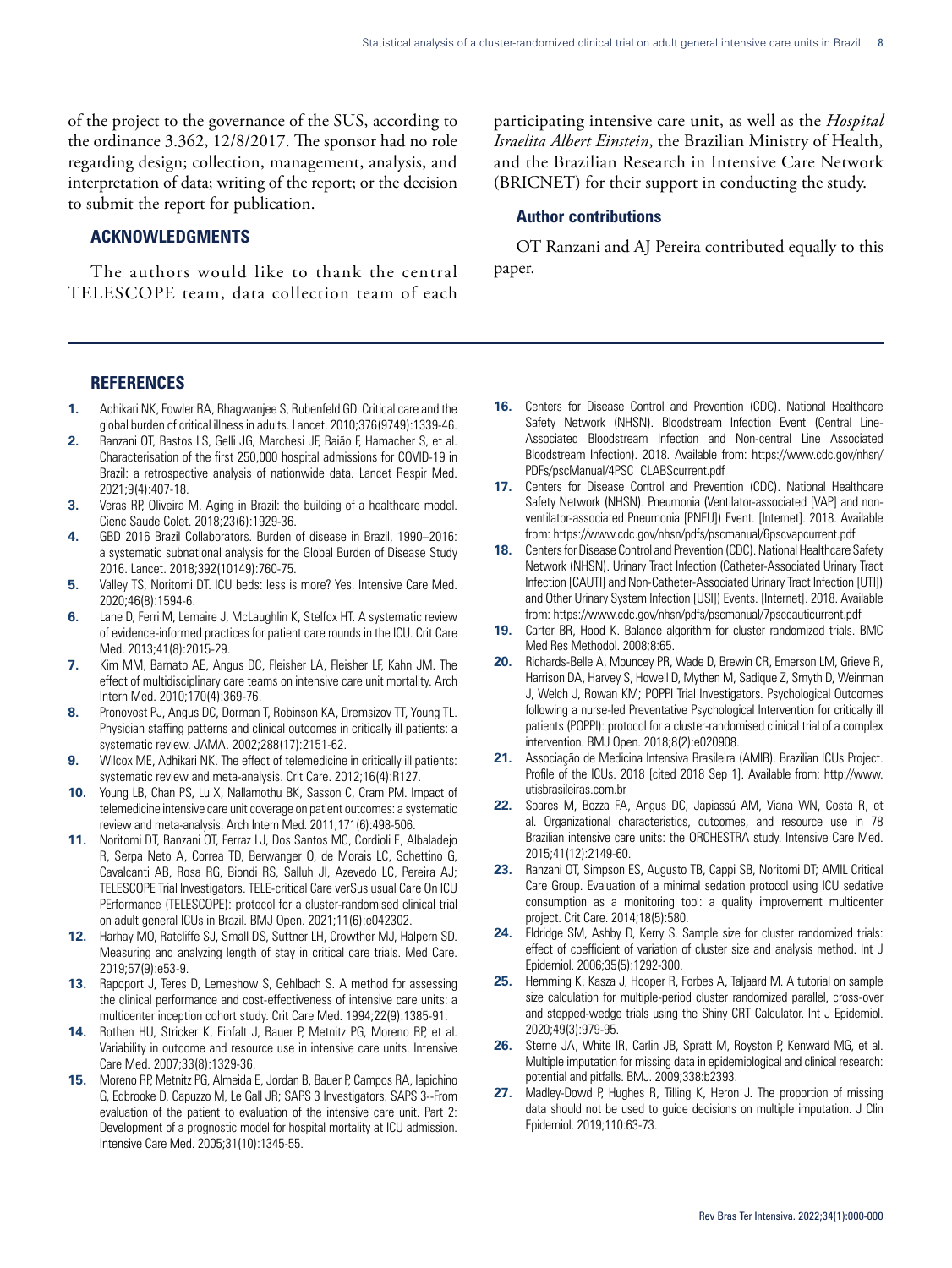of the project to the governance of the SUS, according to the ordinance 3.362, 12/8/2017. The sponsor had no role regarding design; collection, management, analysis, and interpretation of data; writing of the report; or the decision to submit the report for publication.

## ACKNOWLEDGMENTS

The authors would like to thank the central TELESCOPE team, data collection team of each participating intensive care unit, as well as the *Hospital Israelita Albert Einstein*, the Brazilian Ministry of Health, and the Brazilian Research in Intensive Care Network (BRICNET) for their support in conducting the study.

### Author contributions

OT Ranzani and AJ Pereira contributed equally to this paper.

## REFERENCES

1. Adhikari NK, Fowler RA, Bhagwanjee S, Rubenfeld GD. Critical care and the global burden of critical illness in adults. Lancet. 2010;376(9749):1339-46.
2. Ranzani OT, Bastos LS, Gelli JG, Marchesi JF, Baião F, Hamacher S, et al. Characterisation of the first 250,000 hospital admissions for COVID-19 in Brazil: a retrospective analysis of nationwide data. Lancet Respir Med. 2021;9(4):407-18.
3. Veras RP, Oliveira M. Aging in Brazil: the building of a healthcare model. Cienc Saude Colet. 2018;23(6):1929-36.
4. GBD 2016 Brazil Collaborators. Burden of disease in Brazil, 1990–2016: a systematic subnational analysis for the Global Burden of Disease Study 2016. Lancet. 2018;392(10149):760-75.
5. Valley TS, Noritomi DT. ICU beds: less is more? Yes. Intensive Care Med. 2020;46(8):1594-6.
6. Lane D, Ferri M, Lemaire J, McLaughlin K, Stelfox HT. A systematic review of evidence-informed practices for patient care rounds in the ICU. Crit Care Med. 2013;41(8):2015-29.
7. Kim MM, Barnato AE, Angus DC, Fleisher LA, Fleisher LF, Kahn JM. The effect of multidisciplinary care teams on intensive care unit mortality. Arch Intern Med. 2010;170(4):369-76.
8. Pronovost PJ, Angus DC, Dorman T, Robinson KA, Dremsizov TT, Young TL. Physician staffing patterns and clinical outcomes in critically ill patients: a systematic review. JAMA. 2002;288(17):2151-62.
9. Wilcox ME, Adhikari NK. The effect of telemedicine in critically ill patients: systematic review and meta-analysis. Crit Care. 2012;16(4):R127.
10. Young LB, Chan PS, Lu X, Nallamothu BK, Sasson C, Cram PM. Impact of telemedicine intensive care unit coverage on patient outcomes: a systematic review and meta-analysis. Arch Intern Med. 2011;171(6):498-506.
11. Noritomi DT, Ranzani OT, Ferraz LJ, Dos Santos MC, Cordioli E, Albaladejo R, Serpa Neto A, Correa TD, Berwanger O, de Morais LC, Schettino G, Cavalcanti AB, Rosa RG, Biondi RS, Salluh JI, Azevedo LC, Pereira AJ; TELESCOPE Trial Investigators. TELE-critical Care verSus usual Care On ICU PErformance (TELESCOPE): protocol for a cluster-randomised clinical trial on adult general ICUs in Brazil. BMJ Open. 2021;11(6):e042302.
12. Harhay MO, Ratcliffe SJ, Small DS, Suttner LH, Crowther MJ, Halpern SD. Measuring and analyzing length of stay in critical care trials. Med Care. 2019;57(9):e53-9.
13. Rapoport J, Teres D, Lemeshow S, Gehlbach S. A method for assessing the clinical performance and cost-effectiveness of intensive care units: a multicenter inception cohort study. Crit Care Med. 1994;22(9):1385-91.
14. Rothen HU, Stricker K, Einfalt J, Bauer P, Metnitz PG, Moreno RP, et al. Variability in outcome and resource use in intensive care units. Intensive Care Med. 2007;33(8):1329-36.
15. Moreno RP, Metnitz PG, Almeida E, Jordan B, Bauer P, Campos RA, Iapichino G, Edbrooke D, Capuzzo M, Le Gall JR; SAPS 3 Investigators. SAPS 3--From evaluation of the patient to evaluation of the intensive care unit. Part 2: Development of a prognostic model for hospital mortality at ICU admission. Intensive Care Med. 2005;31(10):1345-55.
16. Centers for Disease Control and Prevention (CDC). National Healthcare Safety Network (NHSN). Bloodstream Infection Event (Central Line-Associated Bloodstream Infection and Non-central Line Associated Bloodstream Infection). 2018. Available from: https://www.cdc.gov/nhsn/PDFs/pscManual/4PSC_CLABScurrent.pdf
17. Centers for Disease Control and Prevention (CDC). National Healthcare Safety Network (NHSN). Pneumonia (Ventilator-associated [VAP] and non-ventilator-associated Pneumonia [PNEU]) Event. [Internet]. 2018. Available from: https://www.cdc.gov/nhsn/pdfs/pscmanual/6pscvapcurrent.pdf
18. Centers for Disease Control and Prevention (CDC). National Healthcare Safety Network (NHSN). Urinary Tract Infection (Catheter-Associated Urinary Tract Infection [CAUTI] and Non-Catheter-Associated Urinary Tract Infection [UTI]) and Other Urinary System Infection [USI]) Events. [Internet]. 2018. Available from: https://www.cdc.gov/nhsn/pdfs/pscmanual/7psccauticurrent.pdf
19. Carter BR, Hood K. Balance algorithm for cluster randomized trials. BMC Med Res Methodol. 2008;8:65.
20. Richards-Belle A, Mouncey PR, Wade D, Brewin CR, Emerson LM, Grieve R, Harrison DA, Harvey S, Howell D, Mythen M, Sadique Z, Smyth D, Weinman J, Welch J, Rowan KM; POPPI Trial Investigators. Psychological Outcomes following a nurse-led Preventative Psychological Intervention for critically ill patients (POPPI): protocol for a cluster-randomised clinical trial of a complex intervention. BMJ Open. 2018;8(2):e020908.
21. Associação de Medicina Intensiva Brasileira (AMIB). Brazilian ICUs Project. Profile of the ICUs. 2018 [cited 2018 Sep 1]. Available from: http://www.utisbrasileiras.com.br
22. Soares M, Bozza FA, Angus DC, Japiassú AM, Viana WN, Costa R, et al. Organizational characteristics, outcomes, and resource use in 78 Brazilian intensive care units: the ORCHESTRA study. Intensive Care Med. 2015;41(12):2149-60.
23. Ranzani OT, Simpson ES, Augusto TB, Cappi SB, Noritomi DT; AMIL Critical Care Group. Evaluation of a minimal sedation protocol using ICU sedative consumption as a monitoring tool: a quality improvement multicenter project. Crit Care. 2014;18(5):580.
24. Eldridge SM, Ashby D, Kerry S. Sample size for cluster randomized trials: effect of coefficient of variation of cluster size and analysis method. Int J Epidemiol. 2006;35(5):1292-300.
25. Hemming K, Kasza J, Hooper R, Forbes A, Taljaard M. A tutorial on sample size calculation for multiple-period cluster randomized parallel, cross-over and stepped-wedge trials using the Shiny CRT Calculator. Int J Epidemiol. 2020;49(3):979-95.
26. Sterne JA, White IR, Carlin JB, Spratt M, Royston P, Kenward MG, et al. Multiple imputation for missing data in epidemiological and clinical research: potential and pitfalls. BMJ. 2009;338:b2393.
27. Madley-Dowd P, Hughes R, Tilling K, Heron J. The proportion of missing data should not be used to guide decisions on multiple imputation. J Clin Epidemiol. 2019;110:63-73.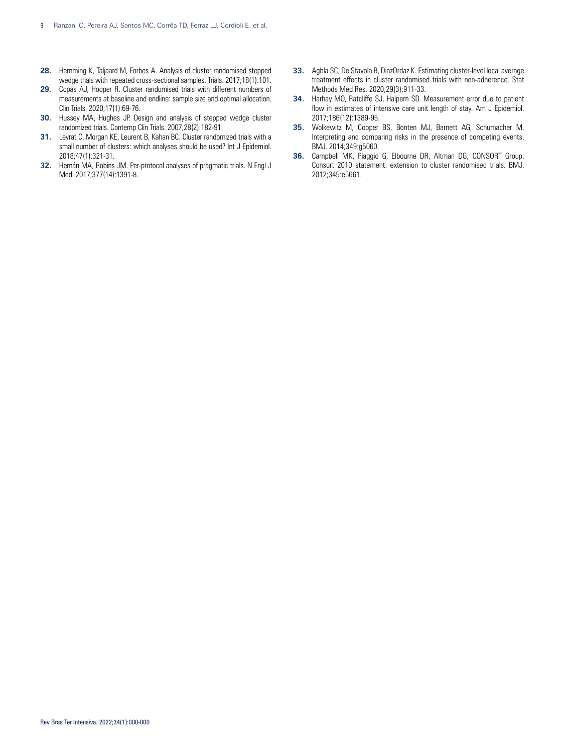28. Hemming K, Taljaard M, Forbes A. Analysis of cluster randomised stepped wedge trials with repeated cross-sectional samples. Trials. 2017;18(1):101.
29. Copas AJ, Hooper R. Cluster randomised trials with different numbers of measurements at baseline and endline: sample size and optimal allocation. Clin Trials. 2020;17(1):69-76.
30. Hussey MA, Hughes JP. Design and analysis of stepped wedge cluster randomized trials. Contemp Clin Trials. 2007;28(2):182-91.
31. Leyrat C, Morgan KE, Leurent B, Kahan BC. Cluster randomized trials with a small number of clusters: which analyses should be used? Int J Epidemiol. 2018;47(1):321-31.
32. Hernán MA, Robins JM. Per-protocol analyses of pragmatic trials. N Engl J Med. 2017;377(14):1391-8.
33. Agbla SC, De Stavola B, DiazOrdaz K. Estimating cluster-level local average treatment effects in cluster randomised trials with non-adherence. Stat Methods Med Res. 2020;29(3):911-33.
34. Harhay MO, Ratcliffe SJ, Halpern SD. Measurement error due to patient flow in estimates of intensive care unit length of stay. Am J Epidemiol. 2017;186(12):1389-95.
35. Wolkewitz M, Cooper BS, Bonten MJ, Barnett AG, Schumacher M. Interpreting and comparing risks in the presence of competing events. BMJ. 2014;349:g5060.
36. Campbell MK, Piaggio G, Elbourne DR, Altman DG; CONSORT Group. Consort 2010 statement: extension to cluster randomised trials. BMJ. 2012;345:e5661.